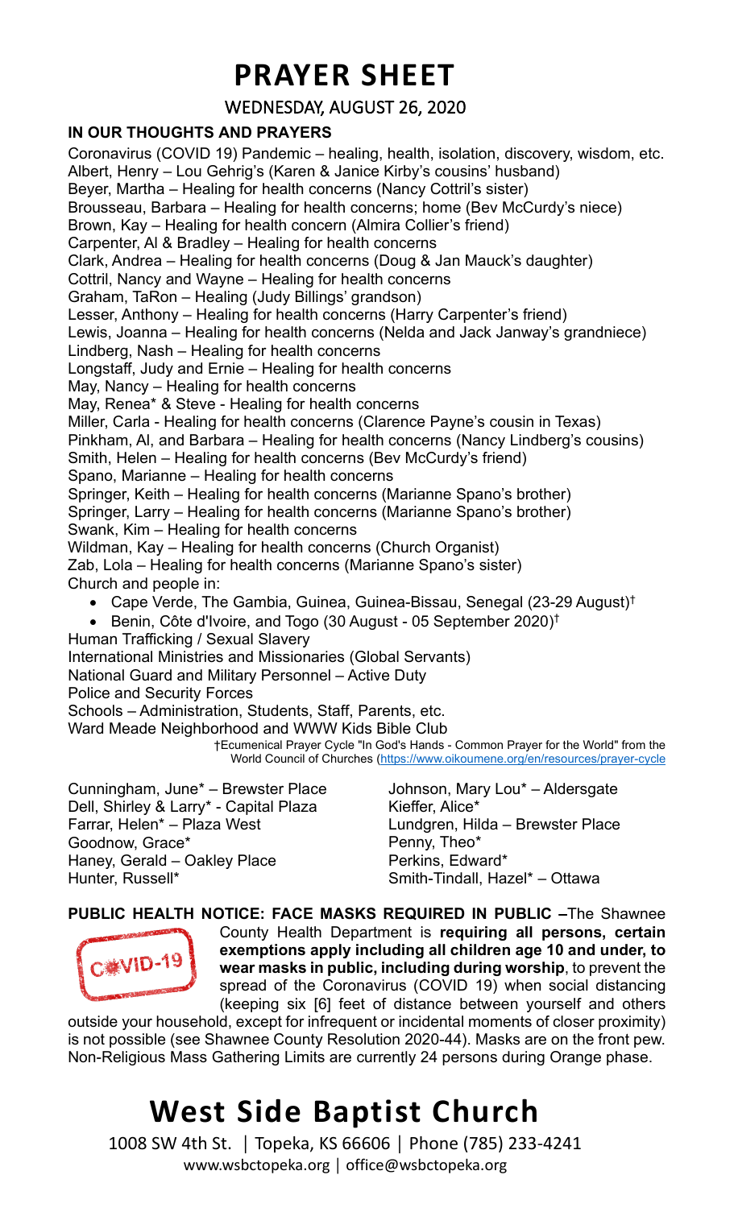# PRAYER SHEET

WEDNESDAY, AUGUST 26, 2020

**IN OUR THOUGHTS AND PRAYERS**

Coronavirus (COVID 19) Pandemic – healing, health, isolation, discovery, wisdom, etc.
Albert, Henry – Lou Gehrig's (Karen & Janice Kirby's cousins' husband)
Beyer, Martha – Healing for health concerns (Nancy Cottril's sister)
Brousseau, Barbara – Healing for health concerns; home (Bev McCurdy's niece)
Brown, Kay – Healing for health concern (Almira Collier's friend)
Carpenter, Al & Bradley – Healing for health concerns
Clark, Andrea – Healing for health concerns (Doug & Jan Mauck's daughter)
Cottril, Nancy and Wayne – Healing for health concerns
Graham, TaRon – Healing (Judy Billings' grandson)
Lesser, Anthony – Healing for health concerns (Harry Carpenter's friend)
Lewis, Joanna – Healing for health concerns (Nelda and Jack Janway's grandniece)
Lindberg, Nash – Healing for health concerns
Longstaff, Judy and Ernie – Healing for health concerns
May, Nancy – Healing for health concerns
May, Renea* & Steve - Healing for health concerns
Miller, Carla - Healing for health concerns (Clarence Payne's cousin in Texas)
Pinkham, Al, and Barbara – Healing for health concerns (Nancy Lindberg's cousins)
Smith, Helen – Healing for health concerns (Bev McCurdy's friend)
Spano, Marianne – Healing for health concerns
Springer, Keith – Healing for health concerns (Marianne Spano's brother)
Springer, Larry – Healing for health concerns (Marianne Spano's brother)
Swank, Kim – Healing for health concerns
Wildman, Kay – Healing for health concerns (Church Organist)
Zab, Lola – Healing for health concerns (Marianne Spano's sister)
Church and people in:

- Cape Verde, The Gambia, Guinea, Guinea-Bissau, Senegal (23-29 August)†
- Benin, Côte d'Ivoire, and Togo (30 August - 05 September 2020)†

Human Trafficking / Sexual Slavery
International Ministries and Missionaries (Global Servants)
National Guard and Military Personnel – Active Duty
Police and Security Forces
Schools – Administration, Students, Staff, Parents, etc.
Ward Meade Neighborhood and WWW Kids Bible Club

†Ecumenical Prayer Cycle "In God's Hands - Common Prayer for the World" from the World Council of Churches (https://www.oikoumene.org/en/resources/prayer-cycle)

Cunningham, June* – Brewster Place
Dell, Shirley & Larry* - Capital Plaza
Farrar, Helen* – Plaza West
Goodnow, Grace*
Haney, Gerald – Oakley Place
Hunter, Russell*
Johnson, Mary Lou* – Aldersgate
Kieffer, Alice*
Lundgren, Hilda – Brewster Place
Penny, Theo*
Perkins, Edward*
Smith-Tindall, Hazel* – Ottawa

**PUBLIC HEALTH NOTICE: FACE MASKS REQUIRED IN PUBLIC –** The Shawnee County Health Department is **requiring all persons, certain exemptions apply including all children age 10 and under, to wear masks in public, including during worship**, to prevent the spread of the Coronavirus (COVID 19) when social distancing (keeping six [6] feet of distance between yourself and others outside your household, except for infrequent or incidental moments of closer proximity) is not possible (see Shawnee County Resolution 2020-44). Masks are on the front pew. Non-Religious Mass Gathering Limits are currently 24 persons during Orange phase.

# West Side Baptist Church

1008 SW 4th St. | Topeka, KS 66606 | Phone (785) 233-4241
www.wsbctopeka.org | office@wsbctopeka.org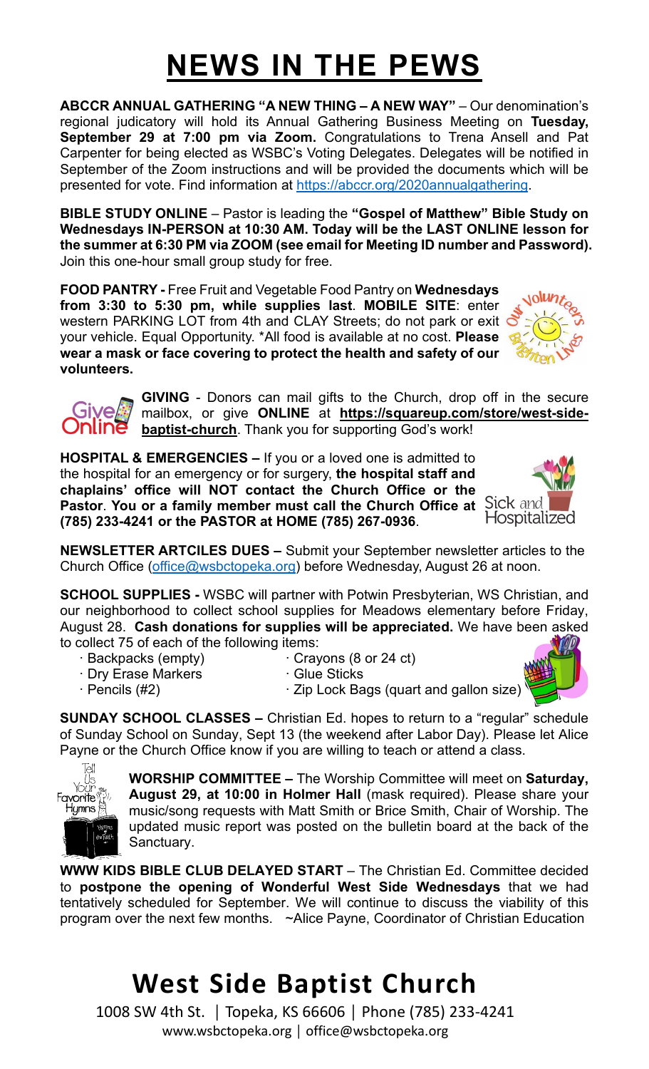# NEWS IN THE PEWS

**ABCCR ANNUAL GATHERING "A NEW THING – A NEW WAY"** – Our denomination's regional judicatory will hold its Annual Gathering Business Meeting on **Tuesday, September 29 at 7:00 pm via Zoom.** Congratulations to Trena Ansell and Pat Carpenter for being elected as WSBC's Voting Delegates. Delegates will be notified in September of the Zoom instructions and will be provided the documents which will be presented for vote. Find information at https://abccr.org/2020annualgathering.

**BIBLE STUDY ONLINE** – Pastor is leading the **"Gospel of Matthew" Bible Study on Wednesdays IN-PERSON at 10:30 AM. Today will be the LAST ONLINE lesson for the summer at 6:30 PM via ZOOM (see email for Meeting ID number and Password).** Join this one-hour small group study for free.

**FOOD PANTRY -** Free Fruit and Vegetable Food Pantry on **Wednesdays from 3:30 to 5:30 pm, while supplies last**. **MOBILE SITE**: enter western PARKING LOT from 4th and CLAY Streets; do not park or exit your vehicle. Equal Opportunity. *All food is available at no cost. **Please wear a mask or face covering to protect the health and safety of our volunteers.**

**GIVING** - Donors can mail gifts to the Church, drop off in the secure mailbox, or give **ONLINE** at **https://squareup.com/store/west-side-baptist-church**. Thank you for supporting God's work!

**HOSPITAL & EMERGENCIES –** If you or a loved one is admitted to the hospital for an emergency or for surgery, **the hospital staff and chaplains' office will NOT contact the Church Office or the Pastor**. **You or a family member must call the Church Office at (785) 233-4241 or the PASTOR at HOME (785) 267-0936**.

**NEWSLETTER ARTCILES DUES –** Submit your September newsletter articles to the Church Office (office@wsbctopeka.org) before Wednesday, August 26 at noon.

**SCHOOL SUPPLIES -** WSBC will partner with Potwin Presbyterian, WS Christian, and our neighborhood to collect school supplies for Meadows elementary before Friday, August 28. **Cash donations for supplies will be appreciated.** We have been asked to collect 75 of each of the following items:

- Backpacks (empty)
- Dry Erase Markers
- Pencils (#2)
- Crayons (8 or 24 ct)
- Glue Sticks
- Zip Lock Bags (quart and gallon size)

**SUNDAY SCHOOL CLASSES –** Christian Ed. hopes to return to a "regular" schedule of Sunday School on Sunday, Sept 13 (the weekend after Labor Day). Please let Alice Payne or the Church Office know if you are willing to teach or attend a class.

**WORSHIP COMMITTEE –** The Worship Committee will meet on **Saturday, August 29, at 10:00 in Holmer Hall** (mask required). Please share your music/song requests with Matt Smith or Brice Smith, Chair of Worship. The updated music report was posted on the bulletin board at the back of the Sanctuary.

**WWW KIDS BIBLE CLUB DELAYED START** – The Christian Ed. Committee decided to **postpone the opening of Wonderful West Side Wednesdays** that we had tentatively scheduled for September. We will continue to discuss the viability of this program over the next few months. ~Alice Payne, Coordinator of Christian Education

# West Side Baptist Church

1008 SW 4th St. | Topeka, KS 66606 | Phone (785) 233-4241
www.wsbctopeka.org | office@wsbctopeka.org